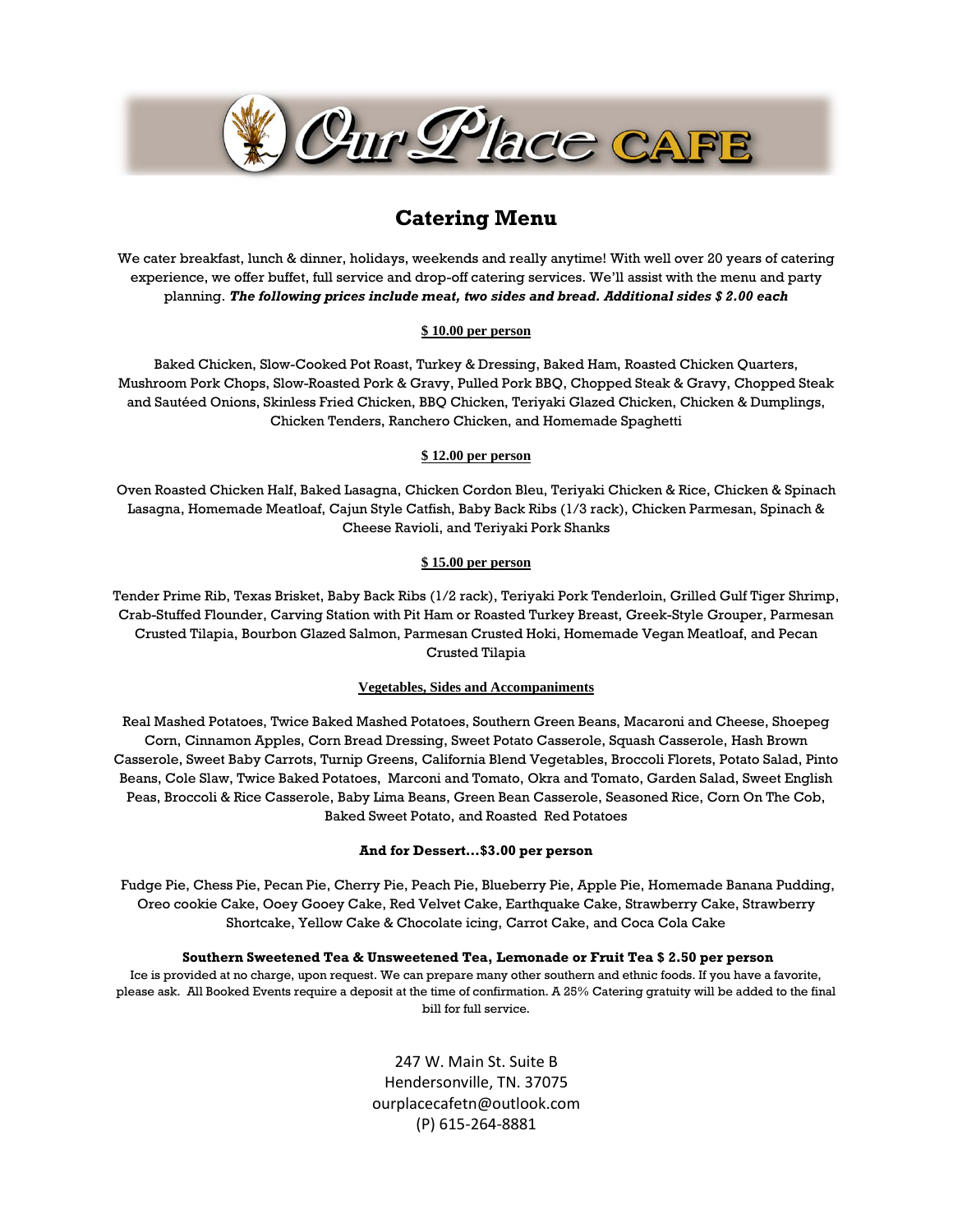# Our Place CAFE

## Catering Menu

We cater breakfast, lunch & dinner, holidays, weekends and really anytime! With well over 20 years of catering experience, we offer buffet, full service and drop-off catering services. We'll assist with the menu and party planning. ***The following prices include meat, two sides and bread. Additional sides $ 2.00 each***

### $ 10.00 per person

Baked Chicken, Slow-Cooked Pot Roast, Turkey & Dressing, Baked Ham, Roasted Chicken Quarters, Mushroom Pork Chops, Slow-Roasted Pork & Gravy, Pulled Pork BBQ, Chopped Steak & Gravy, Chopped Steak and Sautéed Onions, Skinless Fried Chicken, BBQ Chicken, Teriyaki Glazed Chicken, Chicken & Dumplings, Chicken Tenders, Ranchero Chicken, and Homemade Spaghetti

### $ 12.00 per person

Oven Roasted Chicken Half, Baked Lasagna, Chicken Cordon Bleu, Teriyaki Chicken & Rice, Chicken & Spinach Lasagna, Homemade Meatloaf, Cajun Style Catfish, Baby Back Ribs (1/3 rack), Chicken Parmesan, Spinach & Cheese Ravioli, and Teriyaki Pork Shanks

### $ 15.00 per person

Tender Prime Rib, Texas Brisket, Baby Back Ribs (1/2 rack), Teriyaki Pork Tenderloin, Grilled Gulf Tiger Shrimp, Crab-Stuffed Flounder, Carving Station with Pit Ham or Roasted Turkey Breast, Greek-Style Grouper, Parmesan Crusted Tilapia, Bourbon Glazed Salmon, Parmesan Crusted Hoki, Homemade Vegan Meatloaf, and Pecan Crusted Tilapia

### Vegetables, Sides and Accompaniments

Real Mashed Potatoes, Twice Baked Mashed Potatoes, Southern Green Beans, Macaroni and Cheese, Shoepeg Corn, Cinnamon Apples, Corn Bread Dressing, Sweet Potato Casserole, Squash Casserole, Hash Brown Casserole, Sweet Baby Carrots, Turnip Greens, California Blend Vegetables, Broccoli Florets, Potato Salad, Pinto Beans, Cole Slaw, Twice Baked Potatoes, Marconi and Tomato, Okra and Tomato, Garden Salad, Sweet English Peas, Broccoli & Rice Casserole, Baby Lima Beans, Green Bean Casserole, Seasoned Rice, Corn On The Cob, Baked Sweet Potato, and Roasted Red Potatoes

### And for Dessert…$3.00 per person

Fudge Pie, Chess Pie, Pecan Pie, Cherry Pie, Peach Pie, Blueberry Pie, Apple Pie, Homemade Banana Pudding, Oreo cookie Cake, Ooey Gooey Cake, Red Velvet Cake, Earthquake Cake, Strawberry Cake, Strawberry Shortcake, Yellow Cake & Chocolate icing, Carrot Cake, and Coca Cola Cake

**Southern Sweetened Tea & Unsweetened Tea, Lemonade or Fruit Tea $ 2.50 per person**

Ice is provided at no charge, upon request. We can prepare many other southern and ethnic foods. If you have a favorite, please ask. All Booked Events require a deposit at the time of confirmation. A 25% Catering gratuity will be added to the final bill for full service.

247 W. Main St. Suite B
Hendersonville, TN. 37075
ourplacecafetn@outlook.com
(P) 615-264-8881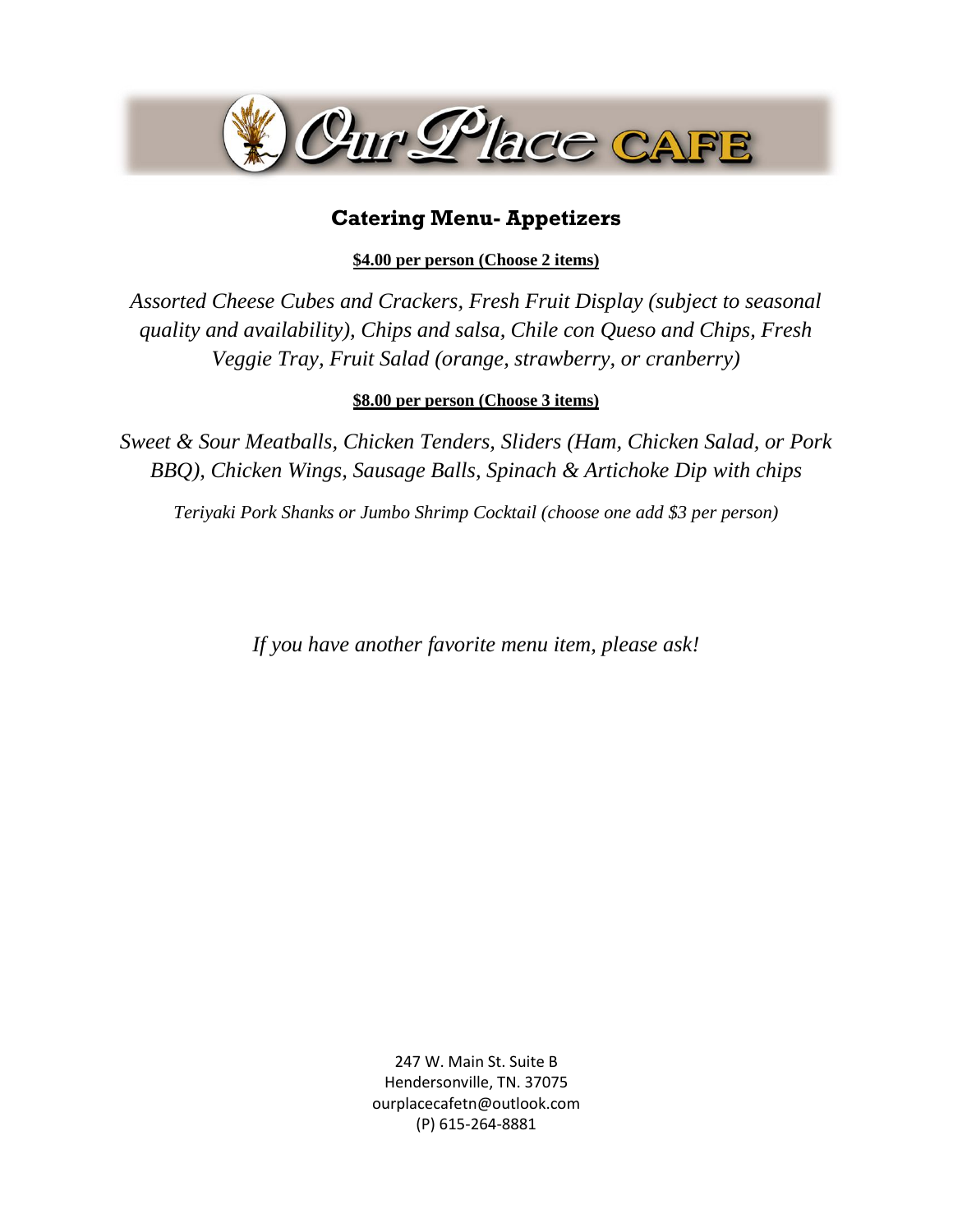# Our Place CAFE

## Catering Menu- Appetizers

**$4.00 per person (Choose 2 items)**

*Assorted Cheese Cubes and Crackers, Fresh Fruit Display (subject to seasonal quality and availability), Chips and salsa, Chile con Queso and Chips, Fresh Veggie Tray, Fruit Salad (orange, strawberry, or cranberry)*

**$8.00 per person (Choose 3 items)**

*Sweet & Sour Meatballs, Chicken Tenders, Sliders (Ham, Chicken Salad, or Pork BBQ), Chicken Wings, Sausage Balls, Spinach & Artichoke Dip with chips*

*Teriyaki Pork Shanks or Jumbo Shrimp Cocktail (choose one add $3 per person)*

*If you have another favorite menu item, please ask!*

247 W. Main St. Suite B
Hendersonville, TN. 37075
ourplacecafetn@outlook.com
(P) 615-264-8881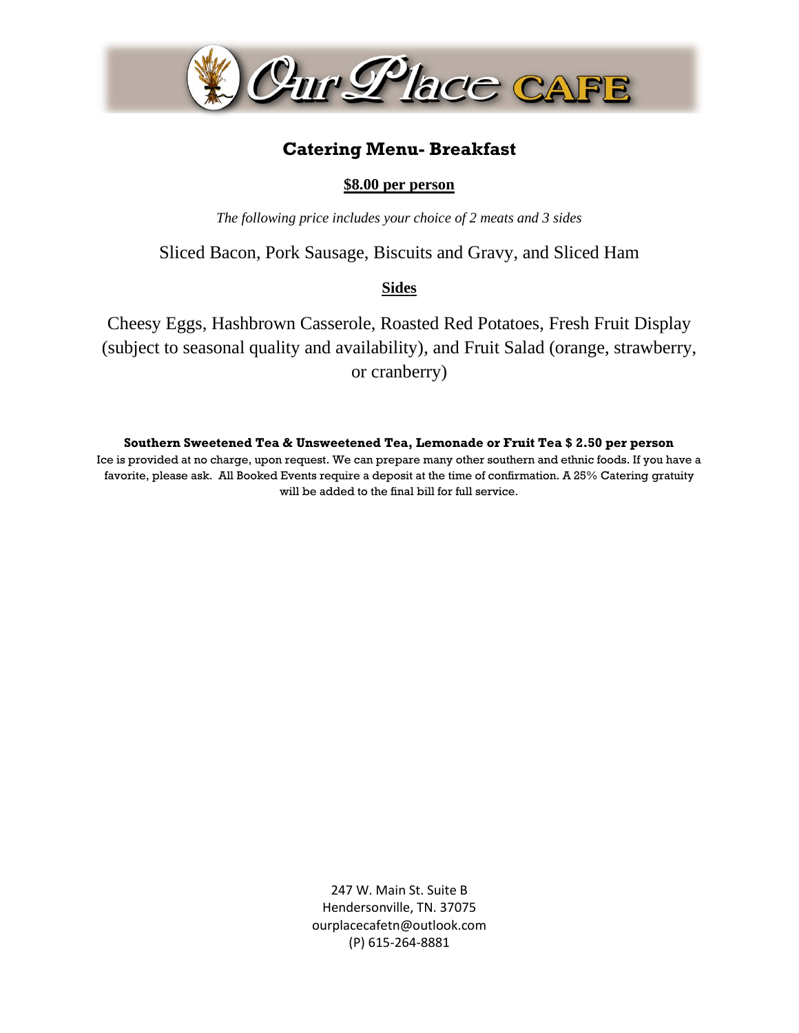# Our Place CAFE

## Catering Menu- Breakfast

**$8.00 per person**

*The following price includes your choice of 2 meats and 3 sides*

Sliced Bacon, Pork Sausage, Biscuits and Gravy, and Sliced Ham

**Sides**

Cheesy Eggs, Hashbrown Casserole, Roasted Red Potatoes, Fresh Fruit Display (subject to seasonal quality and availability), and Fruit Salad (orange, strawberry, or cranberry)

**Southern Sweetened Tea & Unsweetened Tea, Lemonade or Fruit Tea $ 2.50 per person**

Ice is provided at no charge, upon request. We can prepare many other southern and ethnic foods. If you have a favorite, please ask. All Booked Events require a deposit at the time of confirmation. A 25% Catering gratuity will be added to the final bill for full service.

247 W. Main St. Suite B
Hendersonville, TN. 37075
ourplacecafetn@outlook.com
(P) 615-264-8881